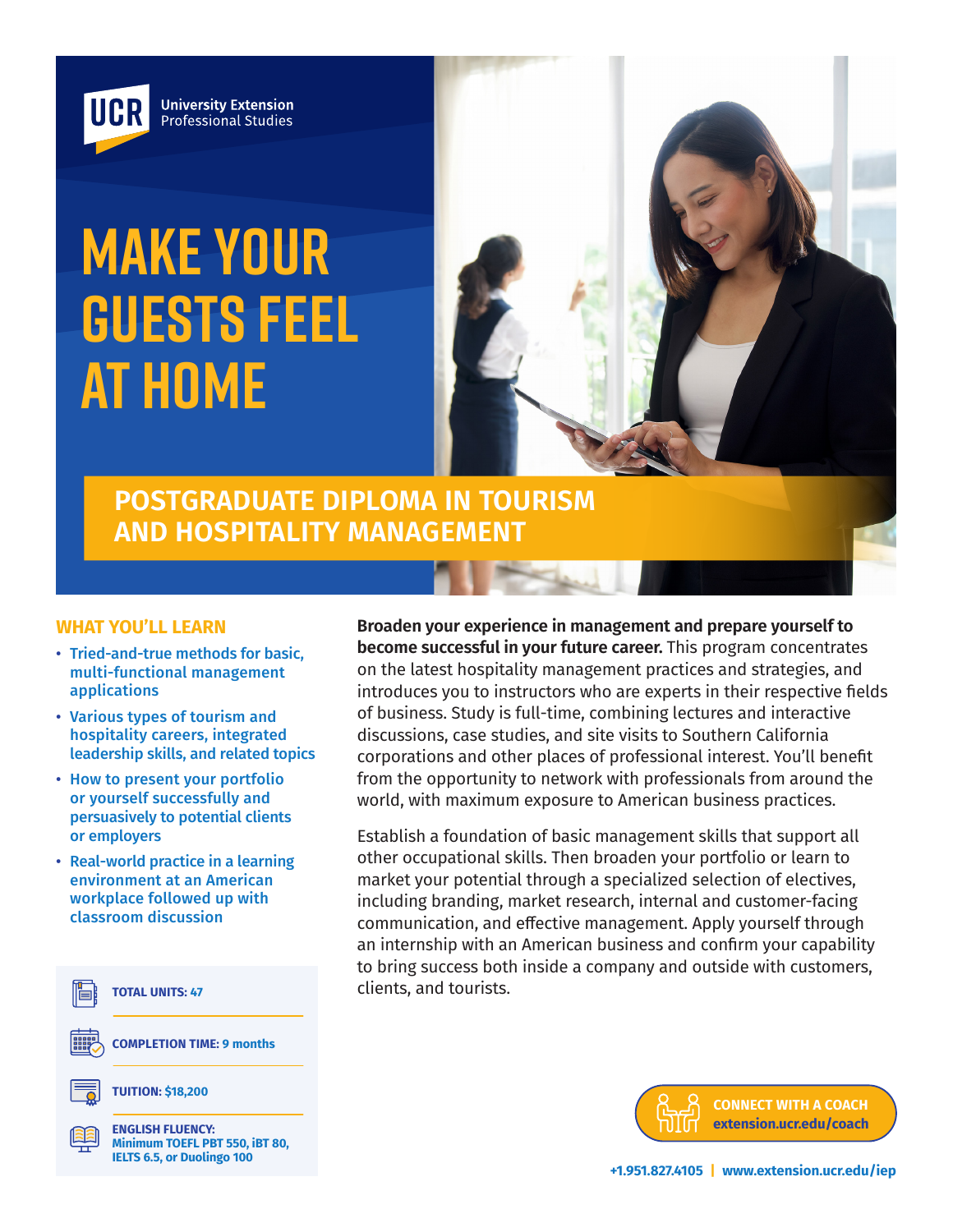UCR University Extension Professional Studies

# MAKE YOUR GUESTS FEEL AT HOME

## POSTGRADUATE DIPLOMA IN TOURISM AND HOSPITALITY MANAGEMENT

### WHAT YOU'LL LEARN

- Tried-and-true methods for basic, multi-functional management applications
- Various types of tourism and hospitality careers, integrated leadership skills, and related topics
- How to present your portfolio or yourself successfully and persuasively to potential clients or employers
- Real-world practice in a learning environment at an American workplace followed up with classroom discussion

**TOTAL UNITS:** 47

**COMPLETION TIME:** 9 months

**TUITION:** $18,200

**ENGLISH FLUENCY:** Minimum TOEFL PBT 550, iBT 80, IELTS 6.5, or Duolingo 100

**Broaden your experience in management and prepare yourself to become successful in your future career.** This program concentrates on the latest hospitality management practices and strategies, and introduces you to instructors who are experts in their respective fields of business. Study is full-time, combining lectures and interactive discussions, case studies, and site visits to Southern California corporations and other places of professional interest. You'll benefit from the opportunity to network with professionals from around the world, with maximum exposure to American business practices.

Establish a foundation of basic management skills that support all other occupational skills. Then broaden your portfolio or learn to market your potential through a specialized selection of electives, including branding, market research, internal and customer-facing communication, and effective management. Apply yourself through an internship with an American business and confirm your capability to bring success both inside a company and outside with customers, clients, and tourists.

**CONNECT WITH A COACH** extension.ucr.edu/coach

+1.951.827.4105 | www.extension.ucr.edu/iep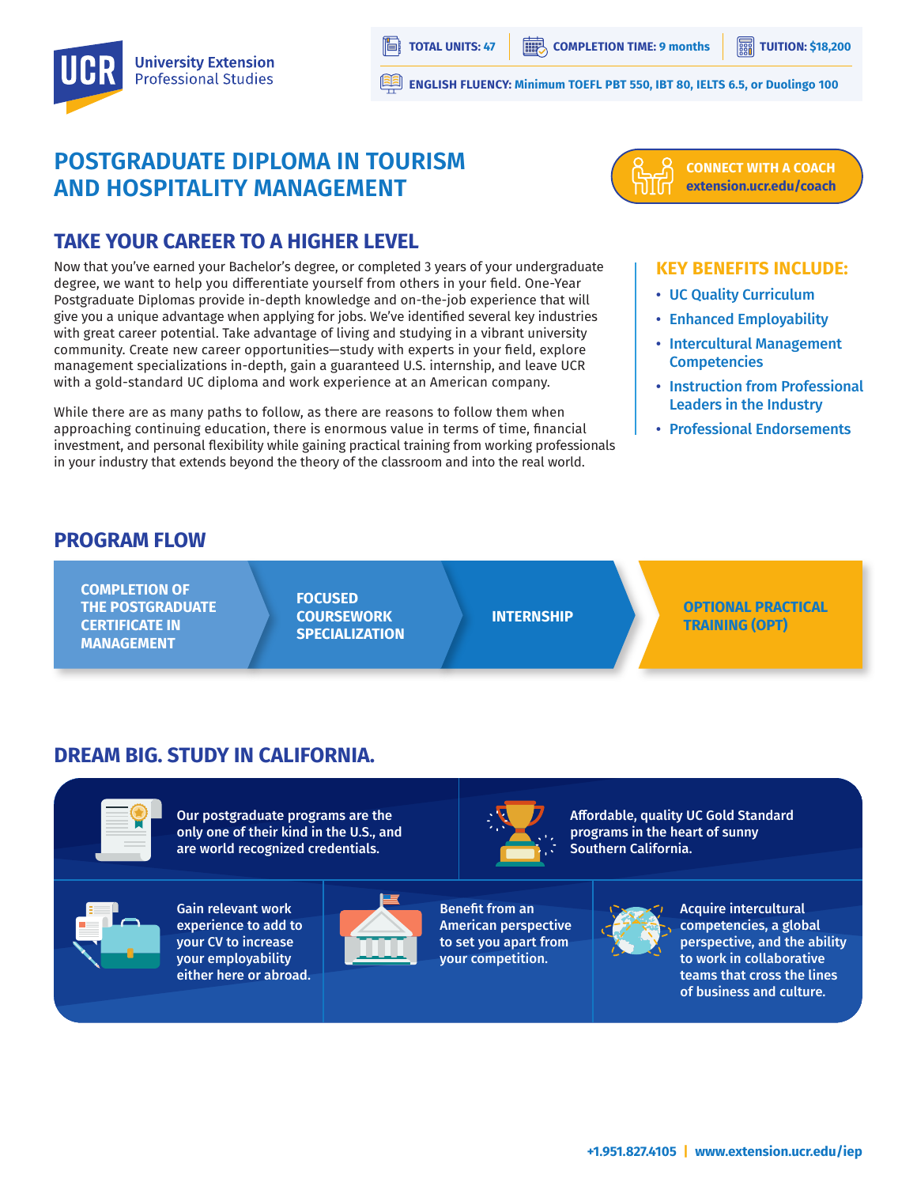UCR University Extension Professional Studies

**TOTAL UNITS:** 47 | **COMPLETION TIME:** 9 months | **TUITION:** $18,200

**ENGLISH FLUENCY:** Minimum TOEFL PBT 550, IBT 80, IELTS 6.5, or Duolingo 100

# POSTGRADUATE DIPLOMA IN TOURISM AND HOSPITALITY MANAGEMENT

**CONNECT WITH A COACH**
**extension.ucr.edu/coach**

## TAKE YOUR CAREER TO A HIGHER LEVEL

Now that you've earned your Bachelor's degree, or completed 3 years of your undergraduate degree, we want to help you differentiate yourself from others in your field. One-Year Postgraduate Diplomas provide in-depth knowledge and on-the-job experience that will give you a unique advantage when applying for jobs. We've identified several key industries with great career potential. Take advantage of living and studying in a vibrant university community. Create new career opportunities—study with experts in your field, explore management specializations in-depth, gain a guaranteed U.S. internship, and leave UCR with a gold-standard UC diploma and work experience at an American company.

While there are as many paths to follow, as there are reasons to follow them when approaching continuing education, there is enormous value in terms of time, financial investment, and personal flexibility while gaining practical training from working professionals in your industry that extends beyond the theory of the classroom and into the real world.

### KEY BENEFITS INCLUDE:

- UC Quality Curriculum
- Enhanced Employability
- Intercultural Management Competencies
- Instruction from Professional Leaders in the Industry
- Professional Endorsements

## PROGRAM FLOW

1. COMPLETION OF THE POSTGRADUATE CERTIFICATE IN MANAGEMENT
2. FOCUSED COURSEWORK SPECIALIZATION
3. INTERNSHIP
4. OPTIONAL PRACTICAL TRAINING (OPT)

## DREAM BIG. STUDY IN CALIFORNIA.

- Our postgraduate programs are the only one of their kind in the U.S., and are world recognized credentials.
- Affordable, quality UC Gold Standard programs in the heart of sunny Southern California.
- Gain relevant work experience to add to your CV to increase your employability either here or abroad.
- Benefit from an American perspective to set you apart from your competition.
- Acquire intercultural competencies, a global perspective, and the ability to work in collaborative teams that cross the lines of business and culture.

+1.951.827.4105 | www.extension.ucr.edu/iep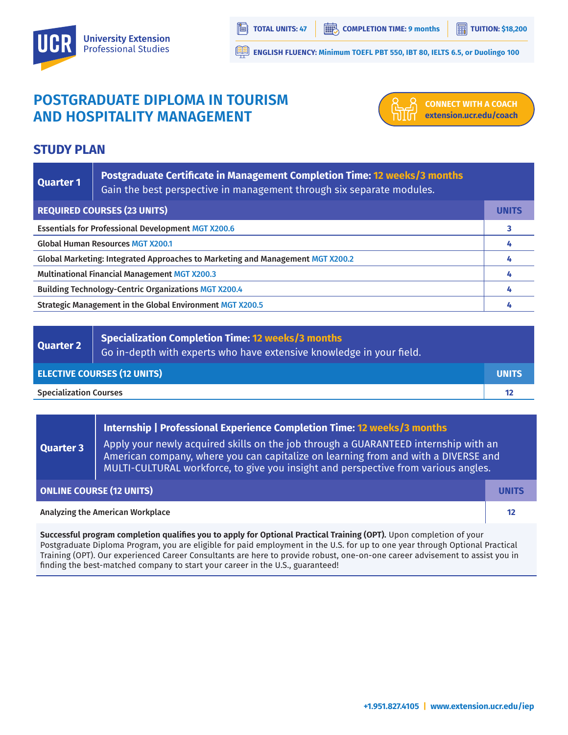UCR University Extension Professional Studies

**TOTAL UNITS:** 47 | **COMPLETION TIME:** 9 months | **TUITION:** $18,200

**ENGLISH FLUENCY:** Minimum TOEFL PBT 550, IBT 80, IELTS 6.5, or Duolingo 100

# POSTGRADUATE DIPLOMA IN TOURISM AND HOSPITALITY MANAGEMENT

**CONNECT WITH A COACH**
**extension.ucr.edu/coach**

## STUDY PLAN

### Quarter 1

**Postgraduate Certificate in Management Completion Time: 12 weeks/3 months**
Gain the best perspective in management through six separate modules.

| REQUIRED COURSES (23 UNITS) | UNITS |
|---|---|
| Essentials for Professional Development MGT X200.6 | 3 |
| Global Human Resources MGT X200.1 | 4 |
| Global Marketing: Integrated Approaches to Marketing and Management MGT X200.2 | 4 |
| Multinational Financial Management MGT X200.3 | 4 |
| Building Technology-Centric Organizations MGT X200.4 | 4 |
| Strategic Management in the Global Environment MGT X200.5 | 4 |

### Quarter 2

**Specialization Completion Time: 12 weeks/3 months**
Go in-depth with experts who have extensive knowledge in your field.

| ELECTIVE COURSES (12 UNITS) | UNITS |
|---|---|
| Specialization Courses | 12 |

### Quarter 3

**Internship | Professional Experience Completion Time: 12 weeks/3 months**
Apply your newly acquired skills on the job through a GUARANTEED internship with an American company, where you can capitalize on learning from and with a DIVERSE and MULTI-CULTURAL workforce, to give you insight and perspective from various angles.

| ONLINE COURSE (12 UNITS) | UNITS |
|---|---|
| Analyzing the American Workplace | 12 |

**Successful program completion qualifies you to apply for Optional Practical Training (OPT).** Upon completion of your Postgraduate Diploma Program, you are eligible for paid employment in the U.S. for up to one year through Optional Practical Training (OPT). Our experienced Career Consultants are here to provide robust, one-on-one career advisement to assist you in finding the best-matched company to start your career in the U.S., guaranteed!

+1.951.827.4105 | www.extension.ucr.edu/iep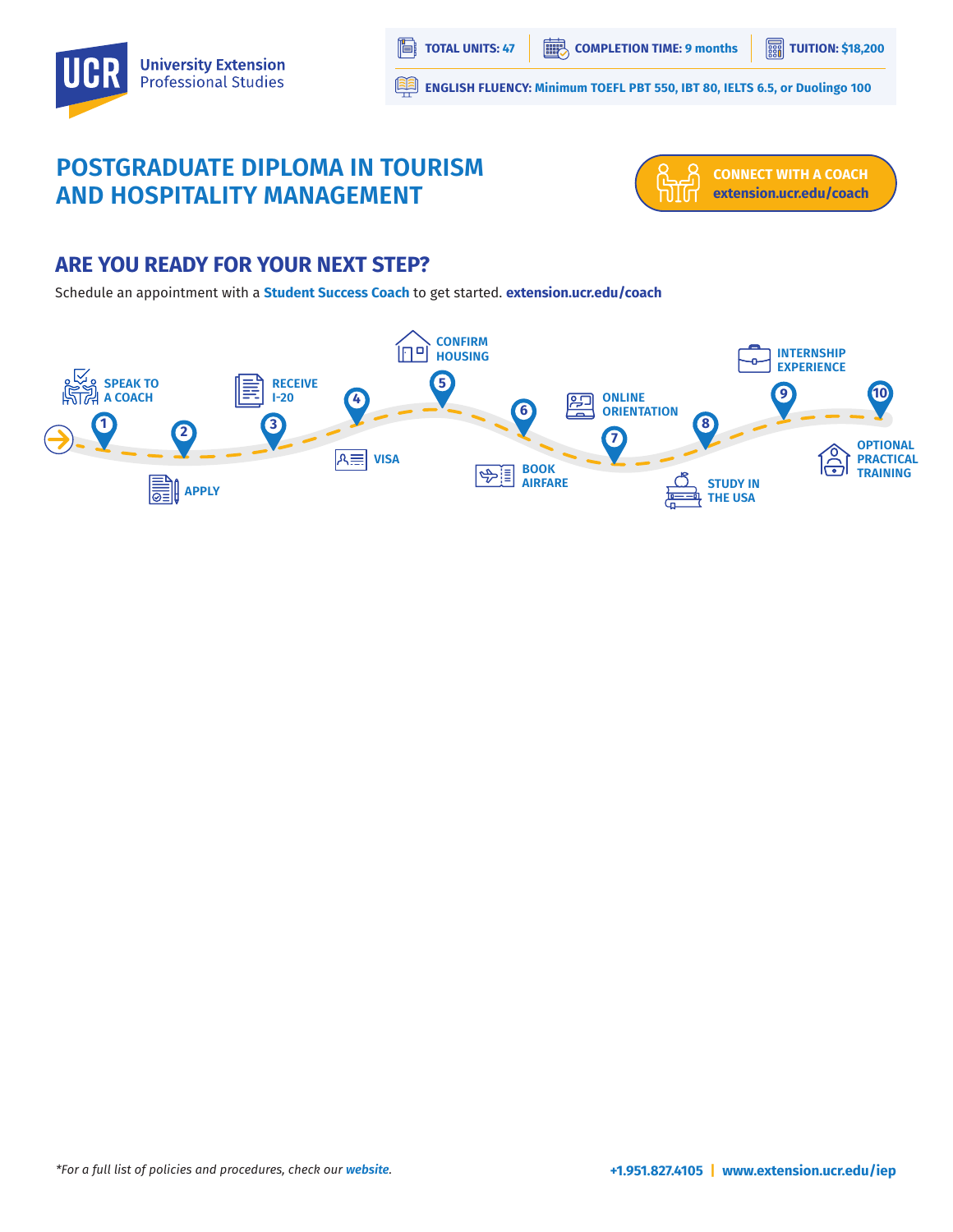**UCR** University Extension Professional Studies

**TOTAL UNITS:** 47 | **COMPLETION TIME:** 9 months | **TUITION:** $18,200

**ENGLISH FLUENCY:** Minimum TOEFL PBT 550, IBT 80, IELTS 6.5, or Duolingo 100

# POSTGRADUATE DIPLOMA IN TOURISM AND HOSPITALITY MANAGEMENT

**CONNECT WITH A COACH**
**extension.ucr.edu/coach**

## ARE YOU READY FOR YOUR NEXT STEP?

Schedule an appointment with a **Student Success Coach** to get started. **extension.ucr.edu/coach**

1. SPEAK TO A COACH
2. APPLY
3. RECEIVE I-20
4. VISA
5. CONFIRM HOUSING
6. BOOK AIRFARE
7. ONLINE ORIENTATION
8. STUDY IN THE USA
9. INTERNSHIP EXPERIENCE
10. OPTIONAL PRACTICAL TRAINING

*\*For a full list of policies and procedures, check our **website**.*

**+1.951.827.4105** | **www.extension.ucr.edu/iep**